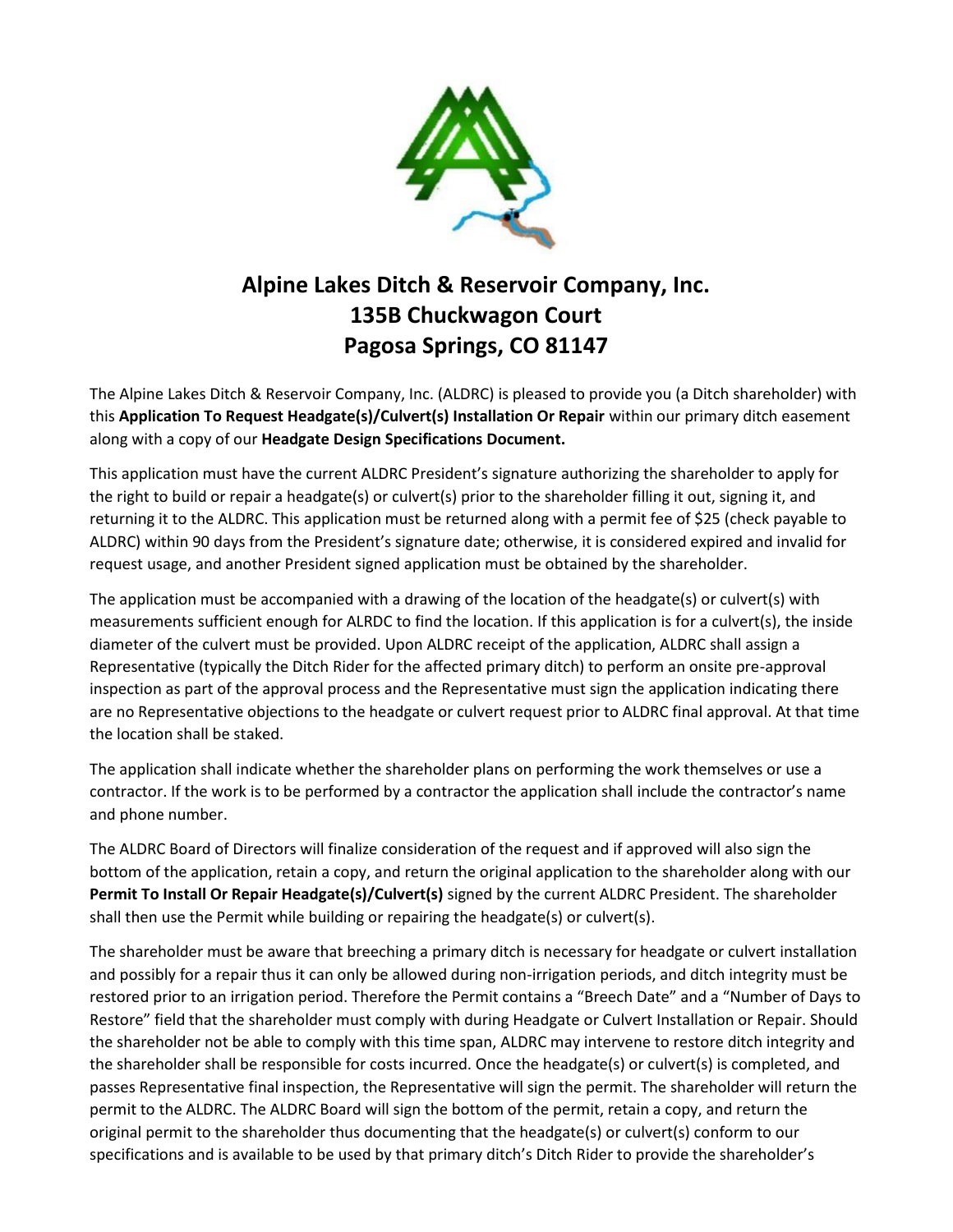# Alpine Lakes Ditch & Reservoir Company, Inc.
## 135B Chuckwagon Court
## Pagosa Springs, CO 81147

The Alpine Lakes Ditch & Reservoir Company, Inc. (ALDRC) is pleased to provide you (a Ditch shareholder) with this **Application To Request Headgate(s)/Culvert(s) Installation Or Repair** within our primary ditch easement along with a copy of our **Headgate Design Specifications Document.**

This application must have the current ALDRC President's signature authorizing the shareholder to apply for the right to build or repair a headgate(s) or culvert(s) prior to the shareholder filling it out, signing it, and returning it to the ALDRC. This application must be returned along with a permit fee of $25 (check payable to ALDRC) within 90 days from the President's signature date; otherwise, it is considered expired and invalid for request usage, and another President signed application must be obtained by the shareholder.

The application must be accompanied with a drawing of the location of the headgate(s) or culvert(s) with measurements sufficient enough for ALRDC to find the location. If this application is for a culvert(s), the inside diameter of the culvert must be provided. Upon ALDRC receipt of the application, ALDRC shall assign a Representative (typically the Ditch Rider for the affected primary ditch) to perform an onsite pre-approval inspection as part of the approval process and the Representative must sign the application indicating there are no Representative objections to the headgate or culvert request prior to ALDRC final approval. At that time the location shall be staked.

The application shall indicate whether the shareholder plans on performing the work themselves or use a contractor. If the work is to be performed by a contractor the application shall include the contractor's name and phone number.

The ALDRC Board of Directors will finalize consideration of the request and if approved will also sign the bottom of the application, retain a copy, and return the original application to the shareholder along with our **Permit To Install Or Repair Headgate(s)/Culvert(s)** signed by the current ALDRC President. The shareholder shall then use the Permit while building or repairing the headgate(s) or culvert(s).

The shareholder must be aware that breeching a primary ditch is necessary for headgate or culvert installation and possibly for a repair thus it can only be allowed during non-irrigation periods, and ditch integrity must be restored prior to an irrigation period. Therefore the Permit contains a "Breech Date" and a "Number of Days to Restore" field that the shareholder must comply with during Headgate or Culvert Installation or Repair. Should the shareholder not be able to comply with this time span, ALDRC may intervene to restore ditch integrity and the shareholder shall be responsible for costs incurred. Once the headgate(s) or culvert(s) is completed, and passes Representative final inspection, the Representative will sign the permit. The shareholder will return the permit to the ALDRC. The ALDRC Board will sign the bottom of the permit, retain a copy, and return the original permit to the shareholder thus documenting that the headgate(s) or culvert(s) conform to our specifications and is available to be used by that primary ditch's Ditch Rider to provide the shareholder's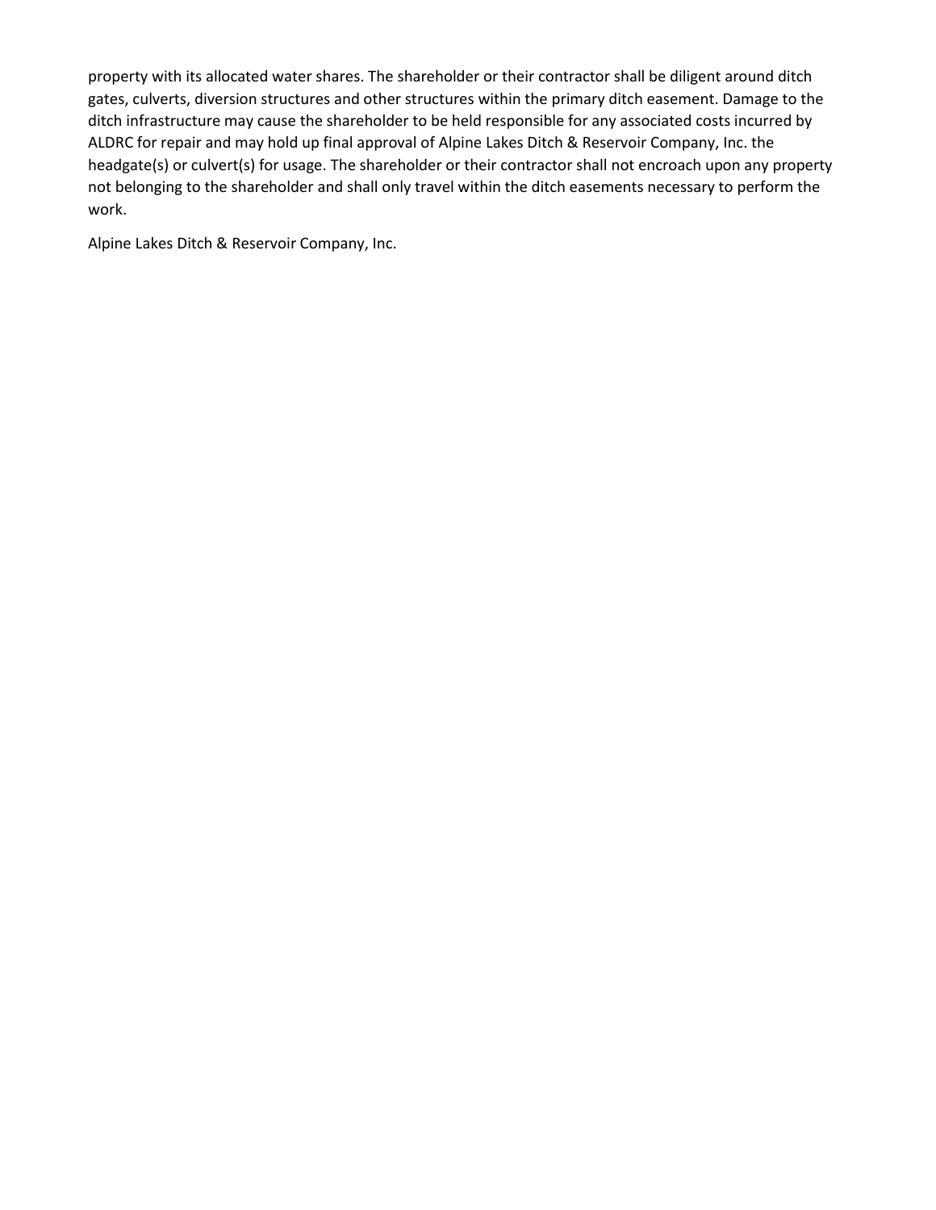property with its allocated water shares. The shareholder or their contractor shall be diligent around ditch gates, culverts, diversion structures and other structures within the primary ditch easement. Damage to the ditch infrastructure may cause the shareholder to be held responsible for any associated costs incurred by ALDRC for repair and may hold up final approval of Alpine Lakes Ditch & Reservoir Company, Inc. the headgate(s) or culvert(s) for usage. The shareholder or their contractor shall not encroach upon any property not belonging to the shareholder and shall only travel within the ditch easements necessary to perform the work.

Alpine Lakes Ditch & Reservoir Company, Inc.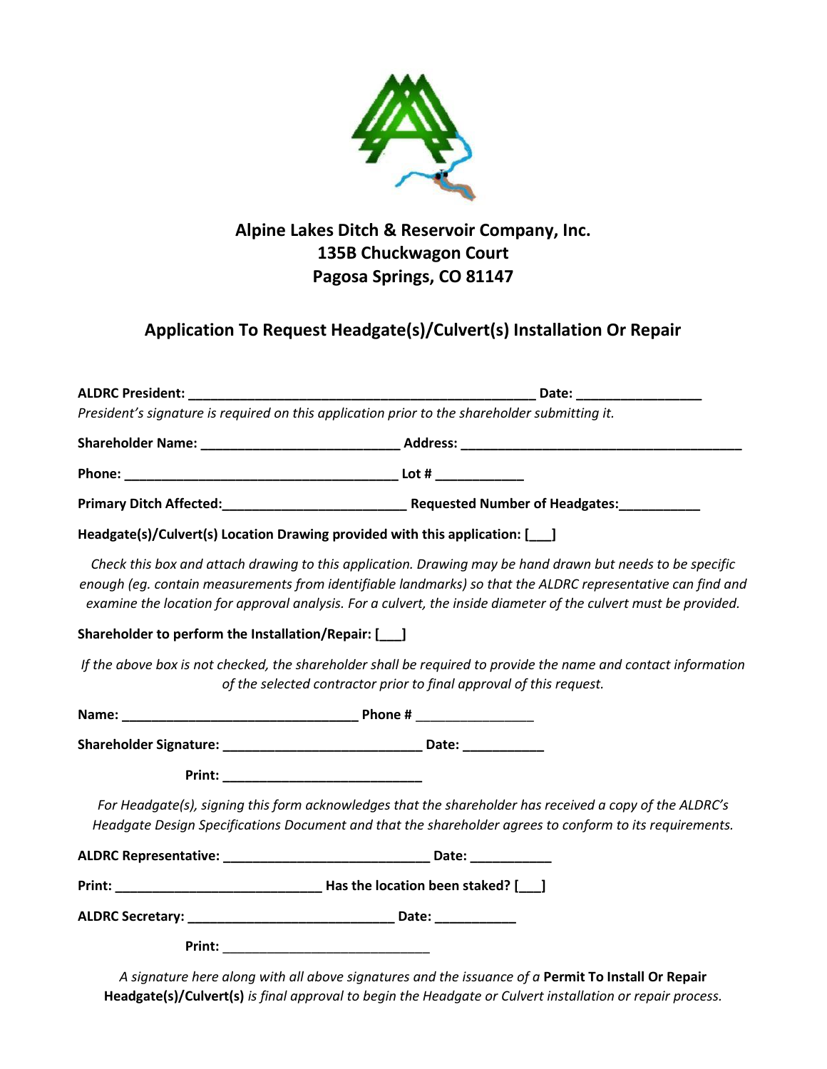**Alpine Lakes Ditch & Reservoir Company, Inc.**
**135B Chuckwagon Court**
**Pagosa Springs, CO 81147**

## Application To Request Headgate(s)/Culvert(s) Installation Or Repair

**ALDRC President:** ________________________________________________ **Date:** _________________

*President's signature is required on this application prior to the shareholder submitting it.*

**Shareholder Name:** ___________________________ **Address:** ______________________________________

**Phone:** _____________________________________ **Lot #** ____________

**Primary Ditch Affected:** ________________________ **Requested Number of Headgates:** ___________

**Headgate(s)/Culvert(s) Location Drawing provided with this application: [___]**

*Check this box and attach drawing to this application. Drawing may be hand drawn but needs to be specific enough (eg. contain measurements from identifiable landmarks) so that the ALDRC representative can find and examine the location for approval analysis. For a culvert, the inside diameter of the culvert must be provided.*

**Shareholder to perform the Installation/Repair: [___]**

*If the above box is not checked, the shareholder shall be required to provide the name and contact information of the selected contractor prior to final approval of this request.*

**Name:** ________________________________ **Phone #** ________________

**Shareholder Signature:** ___________________________ **Date:** ___________

**Print:** ___________________________

*For Headgate(s), signing this form acknowledges that the shareholder has received a copy of the ALDRC's Headgate Design Specifications Document and that the shareholder agrees to conform to its requirements.*

**ALDRC Representative:** ____________________________ **Date:** ___________

**Print:** ____________________________ **Has the location been staked? [___]**

**ALDRC Secretary:** ____________________________ **Date:** ___________

**Print:** ____________________________

*A signature here along with all above signatures and the issuance of a* **Permit To Install Or Repair Headgate(s)/Culvert(s)** *is final approval to begin the Headgate or Culvert installation or repair process.*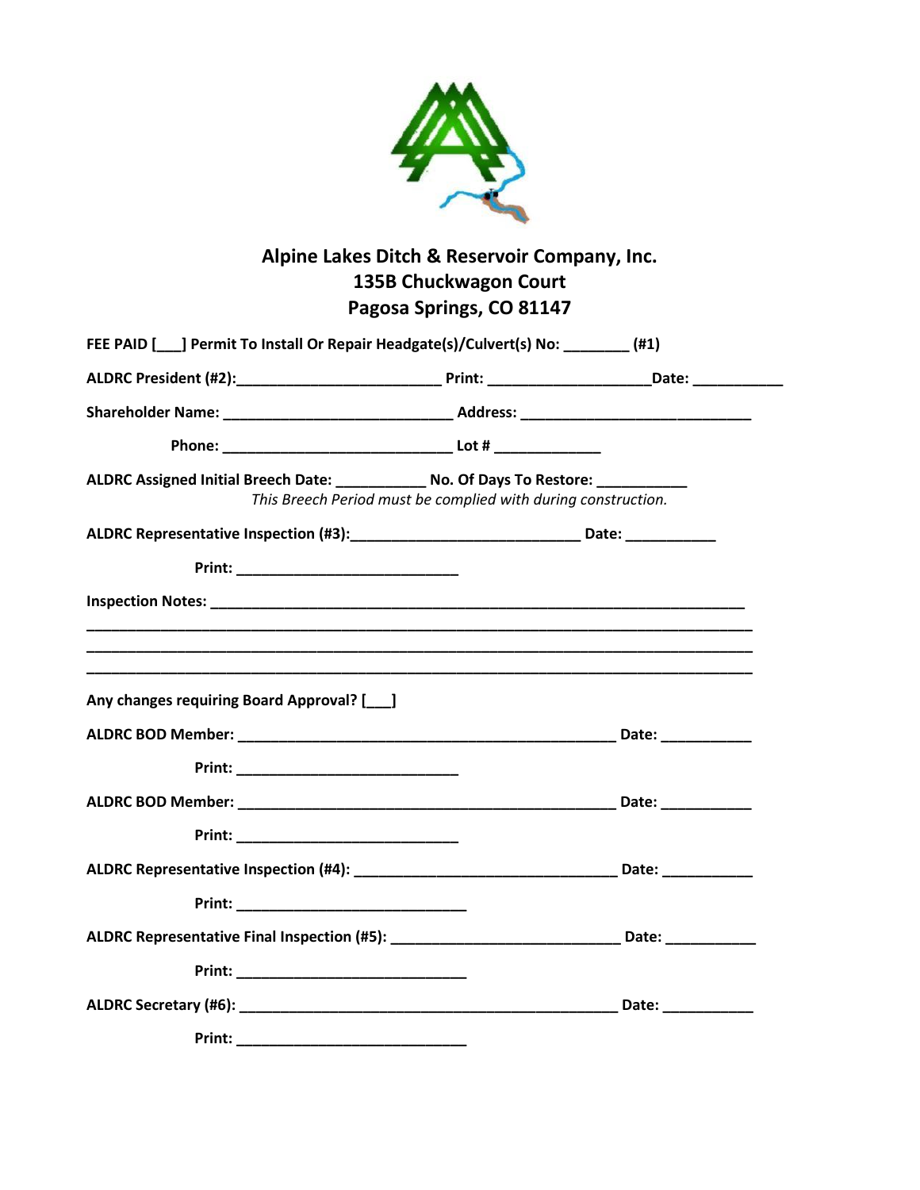**Alpine Lakes Ditch & Reservoir Company, Inc.**
**135B Chuckwagon Court**
**Pagosa Springs, CO 81147**

**FEE PAID [___] Permit To Install Or Repair Headgate(s)/Culvert(s) No: ________ (#1)**

**ALDRC President (#2):________________________ Print: ___________________Date: ___________**

**Shareholder Name: ___________________________ Address: ___________________________**

**Phone: ___________________________ Lot # _____________**

**ALDRC Assigned Initial Breech Date: ___________ No. Of Days To Restore: ___________**

*This Breech Period must be complied with during construction.*

**ALDRC Representative Inspection (#3):___________________________ Date: ___________**

**Print: ___________________________**

**Inspection Notes: _________________________________________________________________**

_______________________________________________________________________________

_______________________________________________________________________________

_______________________________________________________________________________

**Any changes requiring Board Approval? [___]**

**ALDRC BOD Member: _____________________________________________ Date: ___________**

**Print: ___________________________**

**ALDRC BOD Member: _____________________________________________ Date: ___________**

**Print: ___________________________**

**ALDRC Representative Inspection (#4): _______________________________ Date: ___________**

**Print: ____________________________**

**ALDRC Representative Final Inspection (#5): ___________________________ Date: ___________**

**Print: ____________________________**

**ALDRC Secretary (#6): _____________________________________________ Date: ___________**

**Print: ____________________________**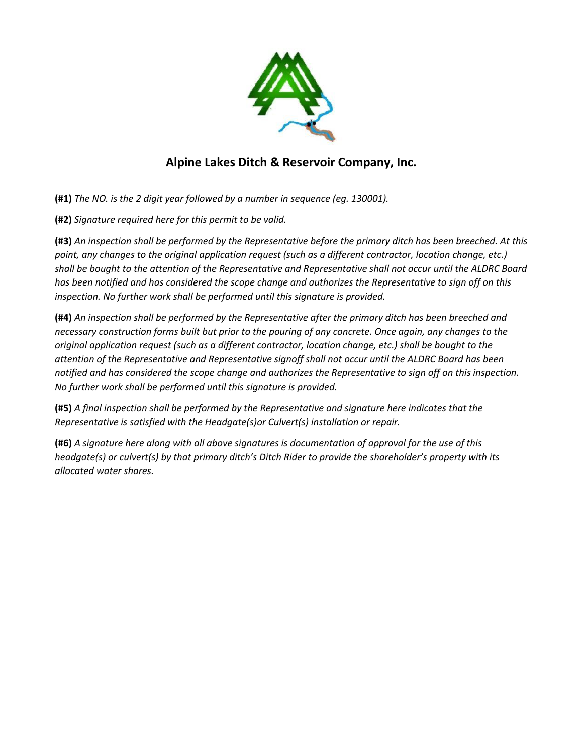**Alpine Lakes Ditch & Reservoir Company, Inc.**

**(#1)** *The NO. is the 2 digit year followed by a number in sequence (eg. 130001).*

**(#2)** *Signature required here for this permit to be valid.*

**(#3)** *An inspection shall be performed by the Representative before the primary ditch has been breeched. At this point, any changes to the original application request (such as a different contractor, location change, etc.) shall be bought to the attention of the Representative and Representative shall not occur until the ALDRC Board has been notified and has considered the scope change and authorizes the Representative to sign off on this inspection. No further work shall be performed until this signature is provided.*

**(#4)** *An inspection shall be performed by the Representative after the primary ditch has been breeched and necessary construction forms built but prior to the pouring of any concrete. Once again, any changes to the original application request (such as a different contractor, location change, etc.) shall be bought to the attention of the Representative and Representative signoff shall not occur until the ALDRC Board has been notified and has considered the scope change and authorizes the Representative to sign off on this inspection. No further work shall be performed until this signature is provided.*

**(#5)** *A final inspection shall be performed by the Representative and signature here indicates that the Representative is satisfied with the Headgate(s)or Culvert(s) installation or repair.*

**(#6)** *A signature here along with all above signatures is documentation of approval for the use of this headgate(s) or culvert(s) by that primary ditch's Ditch Rider to provide the shareholder's property with its allocated water shares.*